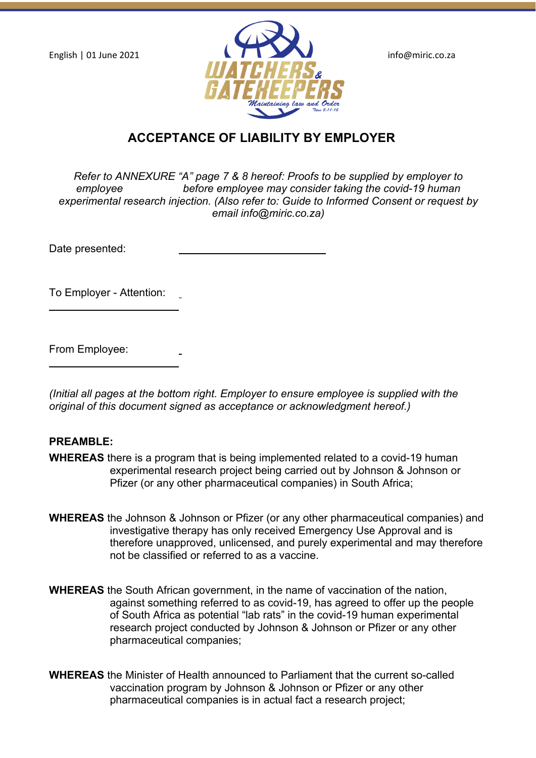English | 01 June 2021

WATCHERS & GATEKEEPERS
Maintaining law and Order
Titus 2:11-15

info@miric.co.za

# ACCEPTANCE OF LIABILITY BY EMPLOYER

*Refer to ANNEXURE "A" page 7 & 8 hereof: Proofs to be supplied by employer to employee before employee may consider taking the covid-19 human experimental research injection. (Also refer to: Guide to Informed Consent or request by email info@miric.co.za)*

Date presented: ____________________

To Employer - Attention: ____________________

From Employee: ____________________

*(Initial all pages at the bottom right. Employer to ensure employee is supplied with the original of this document signed as acceptance or acknowledgment hereof.)*

**PREAMBLE:**

**WHEREAS** there is a program that is being implemented related to a covid-19 human experimental research project being carried out by Johnson & Johnson or Pfizer (or any other pharmaceutical companies) in South Africa;

**WHEREAS** the Johnson & Johnson or Pfizer (or any other pharmaceutical companies) and investigative therapy has only received Emergency Use Approval and is therefore unapproved, unlicensed, and purely experimental and may therefore not be classified or referred to as a vaccine.

**WHEREAS** the South African government, in the name of vaccination of the nation, against something referred to as covid-19, has agreed to offer up the people of South Africa as potential "lab rats" in the covid-19 human experimental research project conducted by Johnson & Johnson or Pfizer or any other pharmaceutical companies;

**WHEREAS** the Minister of Health announced to Parliament that the current so-called vaccination program by Johnson & Johnson or Pfizer or any other pharmaceutical companies is in actual fact a research project;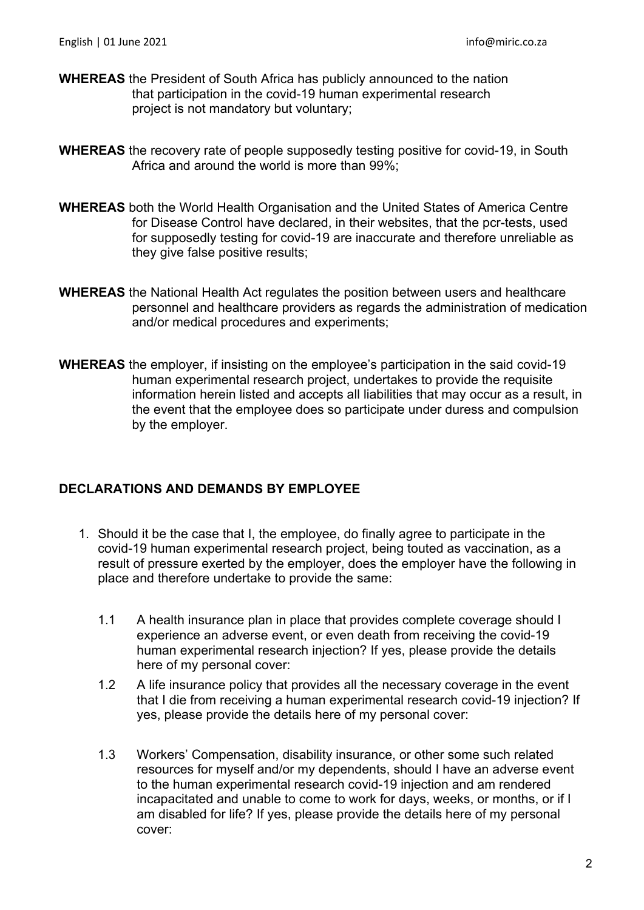**WHEREAS** the President of South Africa has publicly announced to the nation that participation in the covid-19 human experimental research project is not mandatory but voluntary;

**WHEREAS** the recovery rate of people supposedly testing positive for covid-19, in South Africa and around the world is more than 99%;

**WHEREAS** both the World Health Organisation and the United States of America Centre for Disease Control have declared, in their websites, that the pcr-tests, used for supposedly testing for covid-19 are inaccurate and therefore unreliable as they give false positive results;

**WHEREAS** the National Health Act regulates the position between users and healthcare personnel and healthcare providers as regards the administration of medication and/or medical procedures and experiments;

**WHEREAS** the employer, if insisting on the employee's participation in the said covid-19 human experimental research project, undertakes to provide the requisite information herein listed and accepts all liabilities that may occur as a result, in the event that the employee does so participate under duress and compulsion by the employer.

## DECLARATIONS AND DEMANDS BY EMPLOYEE

1. Should it be the case that I, the employee, do finally agree to participate in the covid-19 human experimental research project, being touted as vaccination, as a result of pressure exerted by the employer, does the employer have the following in place and therefore undertake to provide the same:

   1.1 A health insurance plan in place that provides complete coverage should I experience an adverse event, or even death from receiving the covid-19 human experimental research injection? If yes, please provide the details here of my personal cover:

   1.2 A life insurance policy that provides all the necessary coverage in the event that I die from receiving a human experimental research covid-19 injection? If yes, please provide the details here of my personal cover:

   1.3 Workers' Compensation, disability insurance, or other some such related resources for myself and/or my dependents, should I have an adverse event to the human experimental research covid-19 injection and am rendered incapacitated and unable to come to work for days, weeks, or months, or if I am disabled for life? If yes, please provide the details here of my personal cover: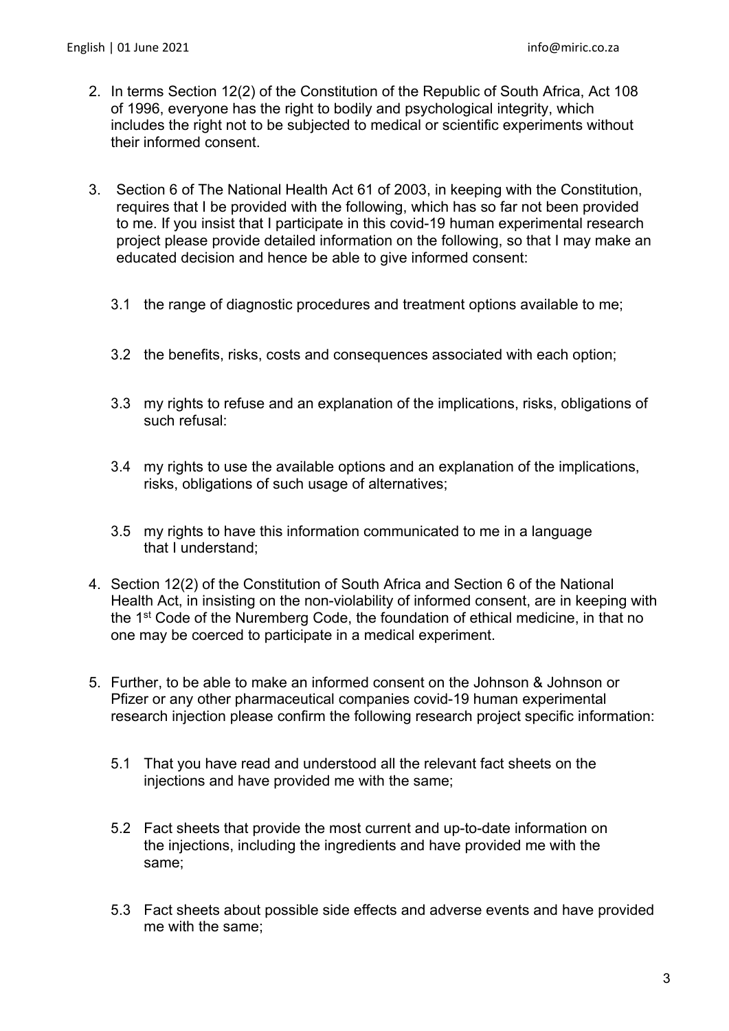2. In terms Section 12(2) of the Constitution of the Republic of South Africa, Act 108 of 1996, everyone has the right to bodily and psychological integrity, which includes the right not to be subjected to medical or scientific experiments without their informed consent.

3. Section 6 of The National Health Act 61 of 2003, in keeping with the Constitution, requires that I be provided with the following, which has so far not been provided to me. If you insist that I participate in this covid-19 human experimental research project please provide detailed information on the following, so that I may make an educated decision and hence be able to give informed consent:

   3.1 the range of diagnostic procedures and treatment options available to me;

   3.2 the benefits, risks, costs and consequences associated with each option;

   3.3 my rights to refuse and an explanation of the implications, risks, obligations of such refusal:

   3.4 my rights to use the available options and an explanation of the implications, risks, obligations of such usage of alternatives;

   3.5 my rights to have this information communicated to me in a language that I understand;

4. Section 12(2) of the Constitution of South Africa and Section 6 of the National Health Act, in insisting on the non-violability of informed consent, are in keeping with the 1st Code of the Nuremberg Code, the foundation of ethical medicine, in that no one may be coerced to participate in a medical experiment.

5. Further, to be able to make an informed consent on the Johnson & Johnson or Pfizer or any other pharmaceutical companies covid-19 human experimental research injection please confirm the following research project specific information:

   5.1 That you have read and understood all the relevant fact sheets on the injections and have provided me with the same;

   5.2 Fact sheets that provide the most current and up-to-date information on the injections, including the ingredients and have provided me with the same;

   5.3 Fact sheets about possible side effects and adverse events and have provided me with the same;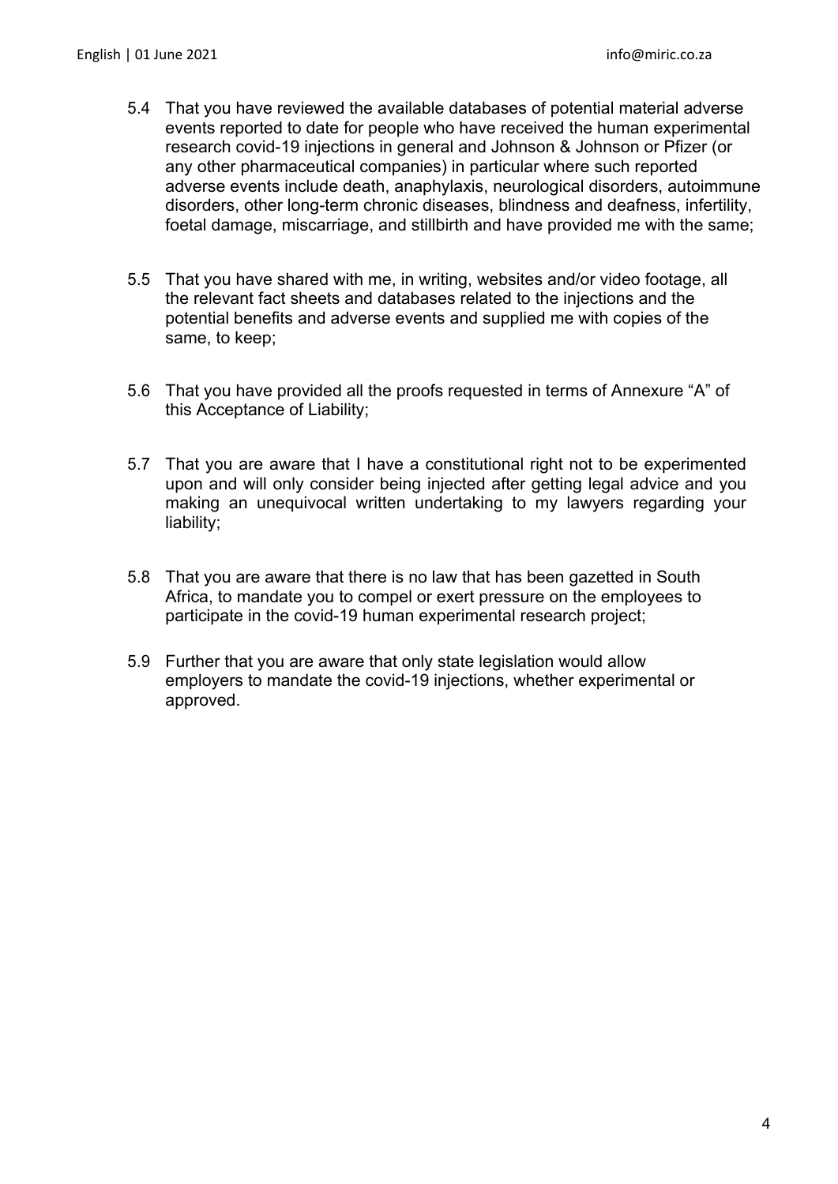5.4 That you have reviewed the available databases of potential material adverse events reported to date for people who have received the human experimental research covid-19 injections in general and Johnson & Johnson or Pfizer (or any other pharmaceutical companies) in particular where such reported adverse events include death, anaphylaxis, neurological disorders, autoimmune disorders, other long-term chronic diseases, blindness and deafness, infertility, foetal damage, miscarriage, and stillbirth and have provided me with the same;

5.5 That you have shared with me, in writing, websites and/or video footage, all the relevant fact sheets and databases related to the injections and the potential benefits and adverse events and supplied me with copies of the same, to keep;

5.6 That you have provided all the proofs requested in terms of Annexure "A" of this Acceptance of Liability;

5.7 That you are aware that I have a constitutional right not to be experimented upon and will only consider being injected after getting legal advice and you making an unequivocal written undertaking to my lawyers regarding your liability;

5.8 That you are aware that there is no law that has been gazetted in South Africa, to mandate you to compel or exert pressure on the employees to participate in the covid-19 human experimental research project;

5.9 Further that you are aware that only state legislation would allow employers to mandate the covid-19 injections, whether experimental or approved.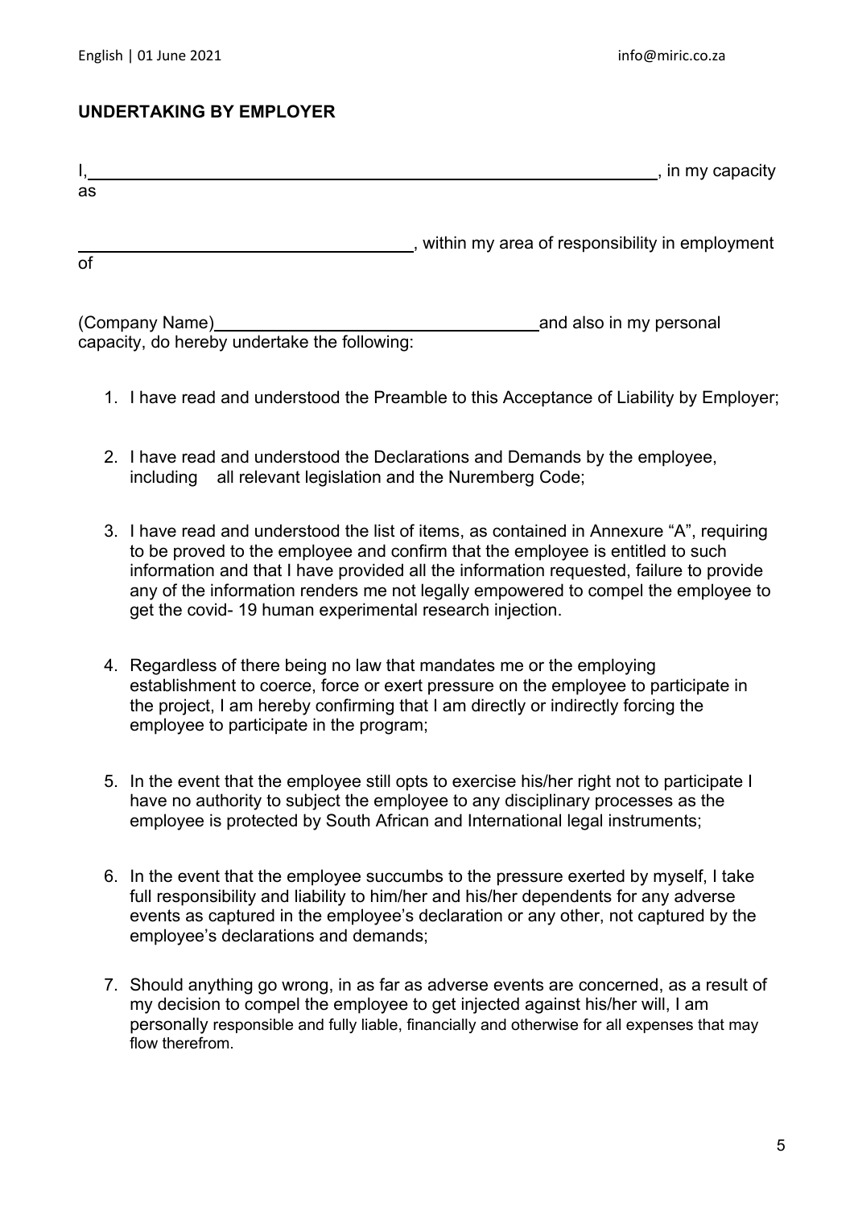**UNDERTAKING BY EMPLOYER**

I, \_\_\_\_\_\_\_\_\_\_\_\_\_\_\_\_\_\_\_\_\_\_\_\_\_\_\_\_\_\_\_\_\_\_\_\_\_\_\_\_\_\_\_\_\_\_\_\_\_\_\_\_\_\_\_\_, in my capacity as

\_\_\_\_\_\_\_\_\_\_\_\_\_\_\_\_\_\_\_\_\_\_\_\_\_\_\_\_\_\_\_\_\_\_\_\_\_, within my area of responsibility in employment of

(Company Name)\_\_\_\_\_\_\_\_\_\_\_\_\_\_\_\_\_\_\_\_\_\_\_\_\_\_\_\_\_\_\_\_\_\_\_and also in my personal capacity, do hereby undertake the following:

1. I have read and understood the Preamble to this Acceptance of Liability by Employer;

2. I have read and understood the Declarations and Demands by the employee, including all relevant legislation and the Nuremberg Code;

3. I have read and understood the list of items, as contained in Annexure "A", requiring to be proved to the employee and confirm that the employee is entitled to such information and that I have provided all the information requested, failure to provide any of the information renders me not legally empowered to compel the employee to get the covid- 19 human experimental research injection.

4. Regardless of there being no law that mandates me or the employing establishment to coerce, force or exert pressure on the employee to participate in the project, I am hereby confirming that I am directly or indirectly forcing the employee to participate in the program;

5. In the event that the employee still opts to exercise his/her right not to participate I have no authority to subject the employee to any disciplinary processes as the employee is protected by South African and International legal instruments;

6. In the event that the employee succumbs to the pressure exerted by myself, I take full responsibility and liability to him/her and his/her dependents for any adverse events as captured in the employee's declaration or any other, not captured by the employee's declarations and demands;

7. Should anything go wrong, in as far as adverse events are concerned, as a result of my decision to compel the employee to get injected against his/her will, I am personally responsible and fully liable, financially and otherwise for all expenses that may flow therefrom.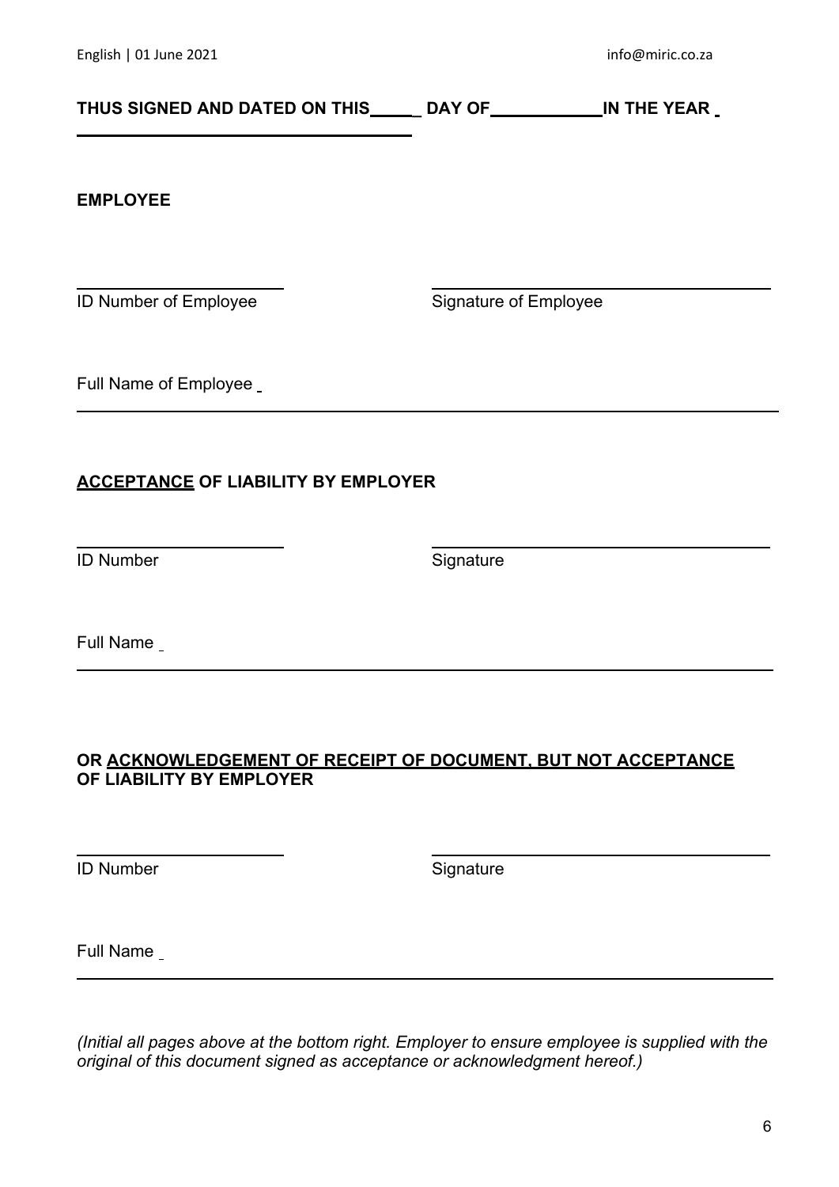**THUS SIGNED AND DATED ON THIS\_\_\_\_\_ DAY OF\_\_\_\_\_\_\_\_\_\_\_\_ IN THE YEAR \_\_\_\_\_\_\_\_\_\_\_\_\_\_\_\_\_\_\_\_\_\_\_\_\_\_\_\_\_\_\_\_\_\_\_\_\_\_**

**EMPLOYEE**

| \_\_\_\_\_\_\_\_\_\_\_\_\_\_\_\_\_\_\_\_\_\_ | \_\_\_\_\_\_\_\_\_\_\_\_\_\_\_\_\_\_\_\_\_\_\_\_\_\_\_\_\_\_\_\_\_\_ |
|---|---|
| ID Number of Employee | Signature of Employee |

Full Name of Employee \_\_\_\_\_\_\_\_\_\_\_\_\_\_\_\_\_\_\_\_\_\_\_\_\_\_\_\_\_\_\_\_\_\_\_\_\_\_\_\_\_\_\_\_\_\_\_\_\_\_\_\_\_\_\_\_\_\_\_\_

**<u>ACCEPTANCE</u> OF LIABILITY BY EMPLOYER**

| \_\_\_\_\_\_\_\_\_\_\_\_\_\_\_\_\_\_\_\_\_\_ | \_\_\_\_\_\_\_\_\_\_\_\_\_\_\_\_\_\_\_\_\_\_\_\_\_\_\_\_\_\_\_\_\_\_ |
|---|---|
| ID Number | Signature |

Full Name \_\_\_\_\_\_\_\_\_\_\_\_\_\_\_\_\_\_\_\_\_\_\_\_\_\_\_\_\_\_\_\_\_\_\_\_\_\_\_\_\_\_\_\_\_\_\_\_\_\_\_\_\_\_\_\_\_\_\_\_\_\_\_\_\_\_\_\_

**OR <u>ACKNOWLEDGEMENT OF RECEIPT OF DOCUMENT, BUT NOT ACCEPTANCE</u> OF LIABILITY BY EMPLOYER**

| \_\_\_\_\_\_\_\_\_\_\_\_\_\_\_\_\_\_\_\_\_\_ | \_\_\_\_\_\_\_\_\_\_\_\_\_\_\_\_\_\_\_\_\_\_\_\_\_\_\_\_\_\_\_\_\_\_ |
|---|---|
| ID Number | Signature |

Full Name \_\_\_\_\_\_\_\_\_\_\_\_\_\_\_\_\_\_\_\_\_\_\_\_\_\_\_\_\_\_\_\_\_\_\_\_\_\_\_\_\_\_\_\_\_\_\_\_\_\_\_\_\_\_\_\_\_\_\_\_\_\_\_\_\_\_\_\_

*(Initial all pages above at the bottom right. Employer to ensure employee is supplied with the original of this document signed as acceptance or acknowledgment hereof.)*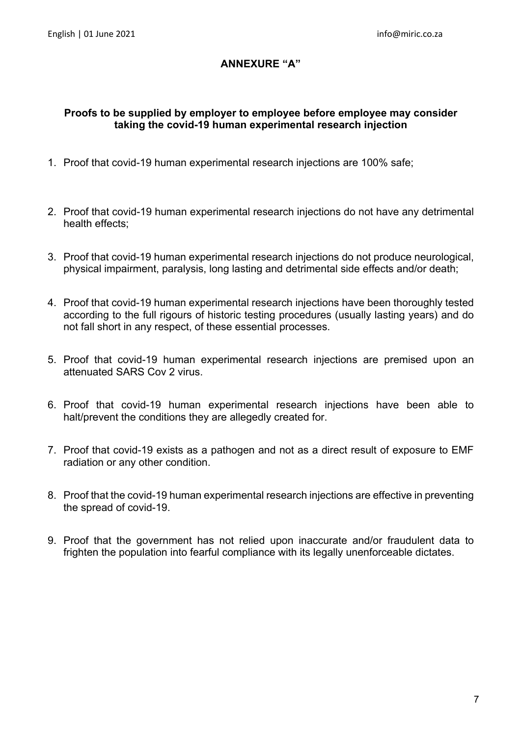## ANNEXURE "A"

**Proofs to be supplied by employer to employee before employee may consider taking the covid-19 human experimental research injection**

1. Proof that covid-19 human experimental research injections are 100% safe;

2. Proof that covid-19 human experimental research injections do not have any detrimental health effects;

3. Proof that covid-19 human experimental research injections do not produce neurological, physical impairment, paralysis, long lasting and detrimental side effects and/or death;

4. Proof that covid-19 human experimental research injections have been thoroughly tested according to the full rigours of historic testing procedures (usually lasting years) and do not fall short in any respect, of these essential processes.

5. Proof that covid-19 human experimental research injections are premised upon an attenuated SARS Cov 2 virus.

6. Proof that covid-19 human experimental research injections have been able to halt/prevent the conditions they are allegedly created for.

7. Proof that covid-19 exists as a pathogen and not as a direct result of exposure to EMF radiation or any other condition.

8. Proof that the covid-19 human experimental research injections are effective in preventing the spread of covid-19.

9. Proof that the government has not relied upon inaccurate and/or fraudulent data to frighten the population into fearful compliance with its legally unenforceable dictates.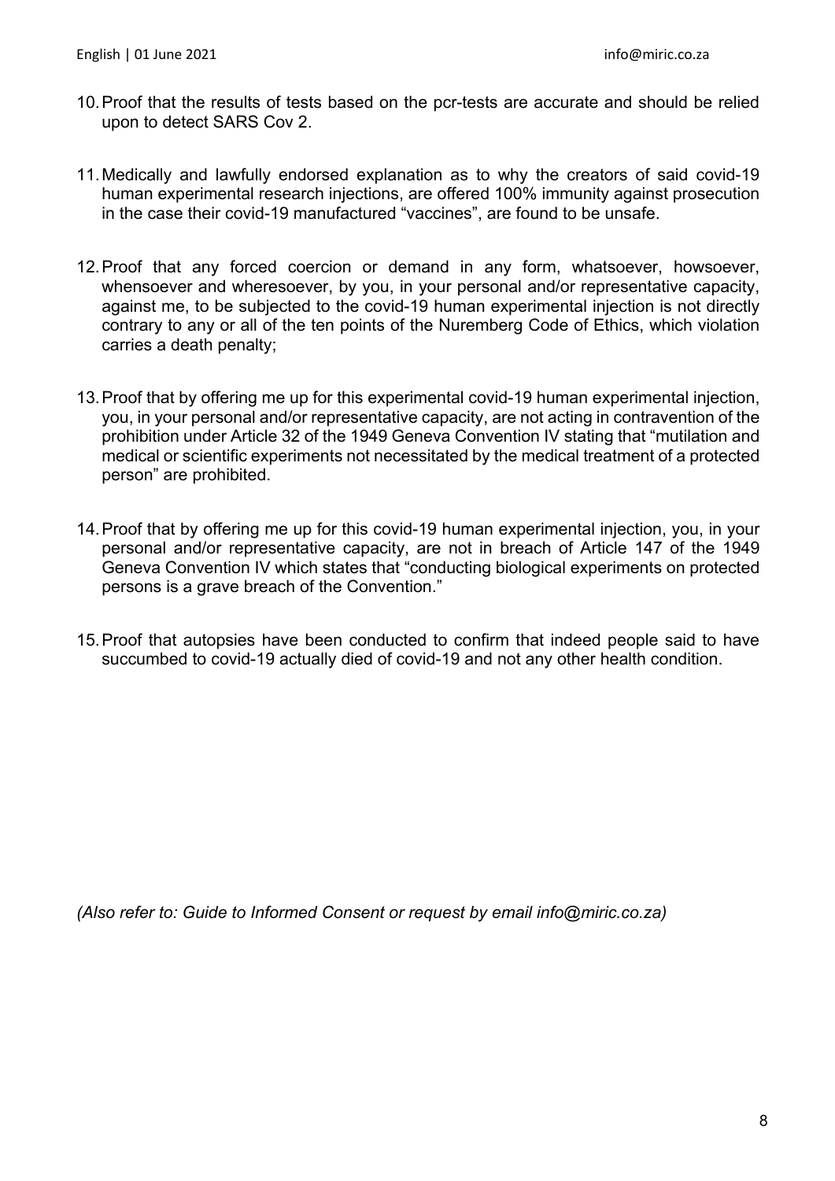10. Proof that the results of tests based on the pcr-tests are accurate and should be relied upon to detect SARS Cov 2.

11. Medically and lawfully endorsed explanation as to why the creators of said covid-19 human experimental research injections, are offered 100% immunity against prosecution in the case their covid-19 manufactured "vaccines", are found to be unsafe.

12. Proof that any forced coercion or demand in any form, whatsoever, howsoever, whensoever and wheresoever, by you, in your personal and/or representative capacity, against me, to be subjected to the covid-19 human experimental injection is not directly contrary to any or all of the ten points of the Nuremberg Code of Ethics, which violation carries a death penalty;

13. Proof that by offering me up for this experimental covid-19 human experimental injection, you, in your personal and/or representative capacity, are not acting in contravention of the prohibition under Article 32 of the 1949 Geneva Convention IV stating that "mutilation and medical or scientific experiments not necessitated by the medical treatment of a protected person" are prohibited.

14. Proof that by offering me up for this covid-19 human experimental injection, you, in your personal and/or representative capacity, are not in breach of Article 147 of the 1949 Geneva Convention IV which states that "conducting biological experiments on protected persons is a grave breach of the Convention."

15. Proof that autopsies have been conducted to confirm that indeed people said to have succumbed to covid-19 actually died of covid-19 and not any other health condition.

*(Also refer to: Guide to Informed Consent or request by email info@miric.co.za)*